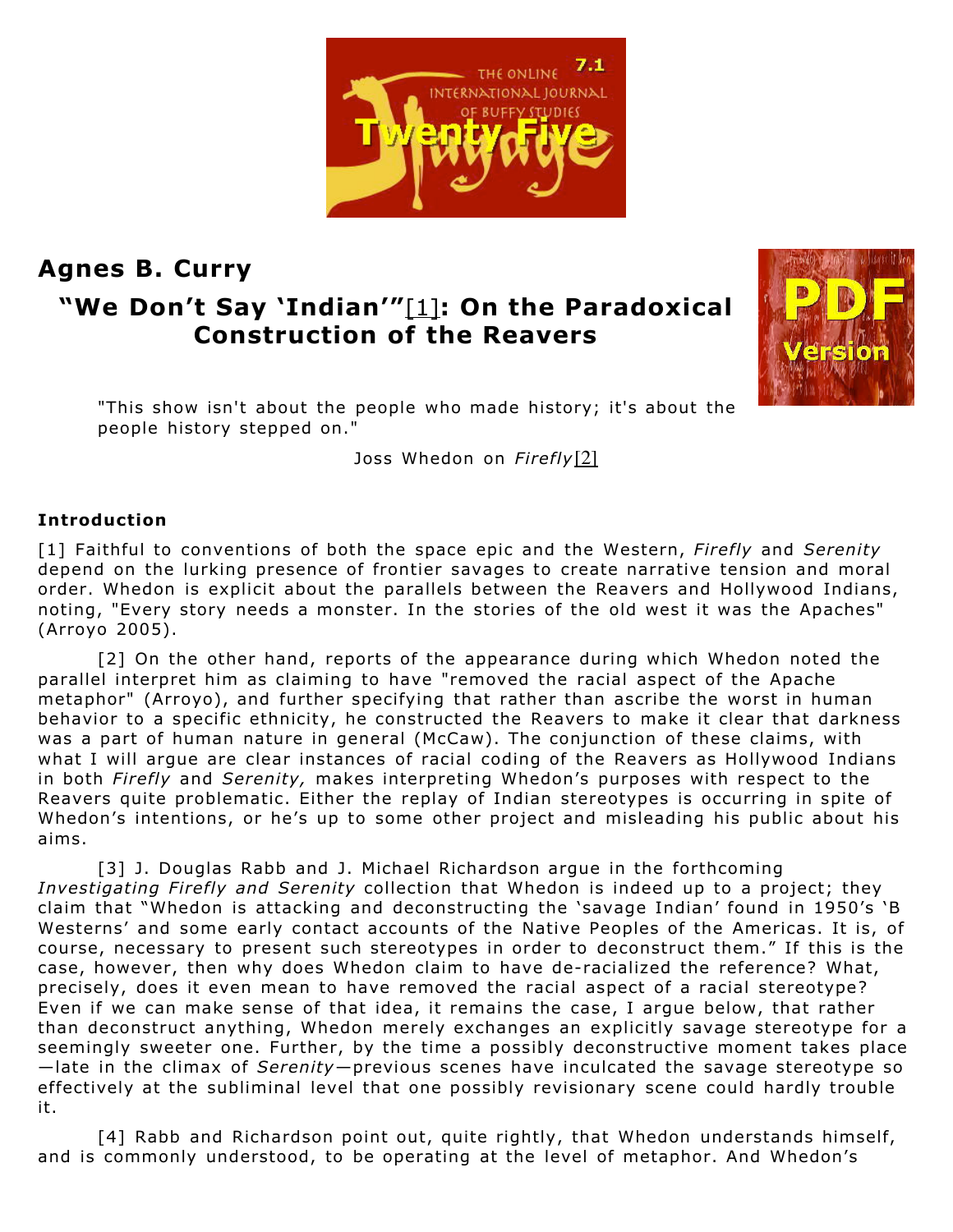## Agnes B. Curry

# "We Don't Say 'Indian'"[1]: On the Paradoxical Construction of the Reavers

> "This show isn't about the people who made history; it's about the people history stepped on."
>
> Joss Whedon on *Firefly*[2]

### Introduction

[1] Faithful to conventions of both the space epic and the Western, *Firefly* and *Serenity* depend on the lurking presence of frontier savages to create narrative tension and moral order. Whedon is explicit about the parallels between the Reavers and Hollywood Indians, noting, "Every story needs a monster. In the stories of the old west it was the Apaches" (Arroyo 2005).

[2] On the other hand, reports of the appearance during which Whedon noted the parallel interpret him as claiming to have "removed the racial aspect of the Apache metaphor" (Arroyo), and further specifying that rather than ascribe the worst in human behavior to a specific ethnicity, he constructed the Reavers to make it clear that darkness was a part of human nature in general (McCaw). The conjunction of these claims, with what I will argue are clear instances of racial coding of the Reavers as Hollywood Indians in both *Firefly* and *Serenity,* makes interpreting Whedon's purposes with respect to the Reavers quite problematic. Either the replay of Indian stereotypes is occurring in spite of Whedon's intentions, or he's up to some other project and misleading his public about his aims.

[3] J. Douglas Rabb and J. Michael Richardson argue in the forthcoming *Investigating Firefly and Serenity* collection that Whedon is indeed up to a project; they claim that "Whedon is attacking and deconstructing the 'savage Indian' found in 1950's 'B Westerns' and some early contact accounts of the Native Peoples of the Americas. It is, of course, necessary to present such stereotypes in order to deconstruct them." If this is the case, however, then why does Whedon claim to have de-racialized the reference? What, precisely, does it even mean to have removed the racial aspect of a racial stereotype? Even if we can make sense of that idea, it remains the case, I argue below, that rather than deconstruct anything, Whedon merely exchanges an explicitly savage stereotype for a seemingly sweeter one. Further, by the time a possibly deconstructive moment takes place—late in the climax of *Serenity*—previous scenes have inculcated the savage stereotype so effectively at the subliminal level that one possibly revisionary scene could hardly trouble it.

[4] Rabb and Richardson point out, quite rightly, that Whedon understands himself, and is commonly understood, to be operating at the level of metaphor. And Whedon's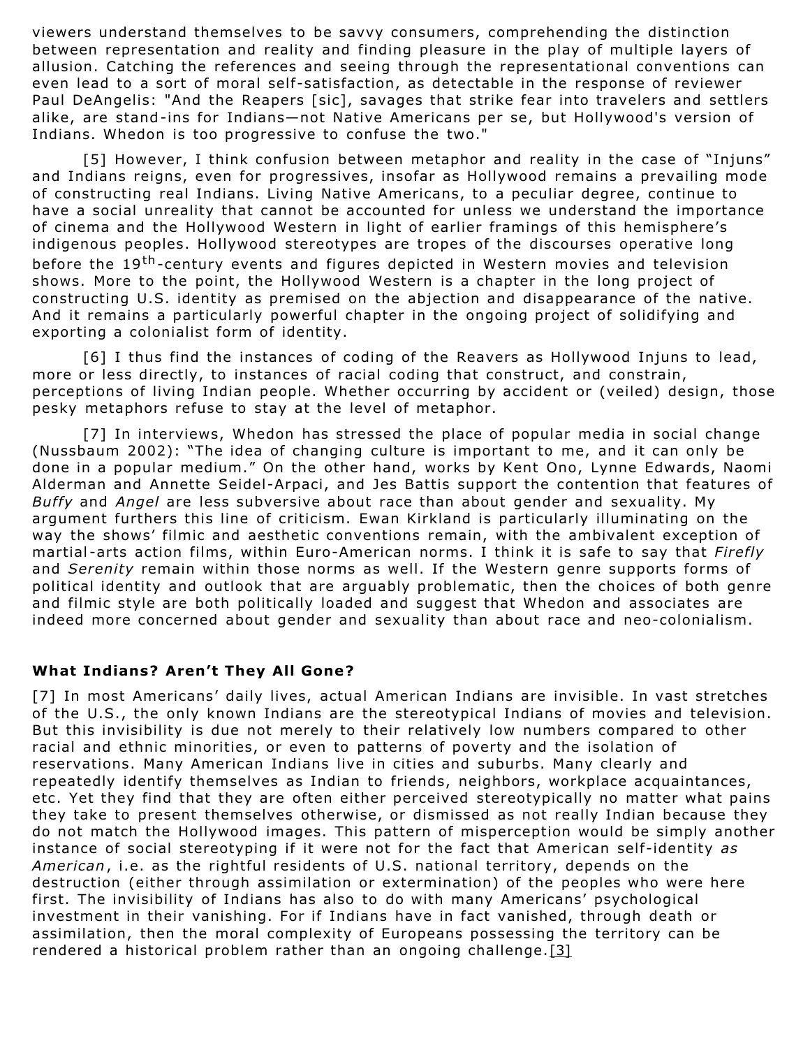viewers understand themselves to be savvy consumers, comprehending the distinction between representation and reality and finding pleasure in the play of multiple layers of allusion. Catching the references and seeing through the representational conventions can even lead to a sort of moral self-satisfaction, as detectable in the response of reviewer Paul DeAngelis: "And the Reapers [sic], savages that strike fear into travelers and settlers alike, are stand-ins for Indians—not Native Americans per se, but Hollywood's version of Indians. Whedon is too progressive to confuse the two."

[5] However, I think confusion between metaphor and reality in the case of "Injuns" and Indians reigns, even for progressives, insofar as Hollywood remains a prevailing mode of constructing real Indians. Living Native Americans, to a peculiar degree, continue to have a social unreality that cannot be accounted for unless we understand the importance of cinema and the Hollywood Western in light of earlier framings of this hemisphere's indigenous peoples. Hollywood stereotypes are tropes of the discourses operative long before the 19th-century events and figures depicted in Western movies and television shows. More to the point, the Hollywood Western is a chapter in the long project of constructing U.S. identity as premised on the abjection and disappearance of the native. And it remains a particularly powerful chapter in the ongoing project of solidifying and exporting a colonialist form of identity.

[6] I thus find the instances of coding of the Reavers as Hollywood Injuns to lead, more or less directly, to instances of racial coding that construct, and constrain, perceptions of living Indian people. Whether occurring by accident or (veiled) design, those pesky metaphors refuse to stay at the level of metaphor.

[7] In interviews, Whedon has stressed the place of popular media in social change (Nussbaum 2002): "The idea of changing culture is important to me, and it can only be done in a popular medium." On the other hand, works by Kent Ono, Lynne Edwards, Naomi Alderman and Annette Seidel-Arpaci, and Jes Battis support the contention that features of *Buffy* and *Angel* are less subversive about race than about gender and sexuality. My argument furthers this line of criticism. Ewan Kirkland is particularly illuminating on the way the shows' filmic and aesthetic conventions remain, with the ambivalent exception of martial-arts action films, within Euro-American norms. I think it is safe to say that *Firefly* and *Serenity* remain within those norms as well. If the Western genre supports forms of political identity and outlook that are arguably problematic, then the choices of both genre and filmic style are both politically loaded and suggest that Whedon and associates are indeed more concerned about gender and sexuality than about race and neo-colonialism.

### What Indians? Aren't They All Gone?

[7] In most Americans' daily lives, actual American Indians are invisible. In vast stretches of the U.S., the only known Indians are the stereotypical Indians of movies and television. But this invisibility is due not merely to their relatively low numbers compared to other racial and ethnic minorities, or even to patterns of poverty and the isolation of reservations. Many American Indians live in cities and suburbs. Many clearly and repeatedly identify themselves as Indian to friends, neighbors, workplace acquaintances, etc. Yet they find that they are often either perceived stereotypically no matter what pains they take to present themselves otherwise, or dismissed as not really Indian because they do not match the Hollywood images. This pattern of misperception would be simply another instance of social stereotyping if it were not for the fact that American self-identity *as American*, i.e. as the rightful residents of U.S. national territory, depends on the destruction (either through assimilation or extermination) of the peoples who were here first. The invisibility of Indians has also to do with many Americans' psychological investment in their vanishing. For if Indians have in fact vanished, through death or assimilation, then the moral complexity of Europeans possessing the territory can be rendered a historical problem rather than an ongoing challenge.[3]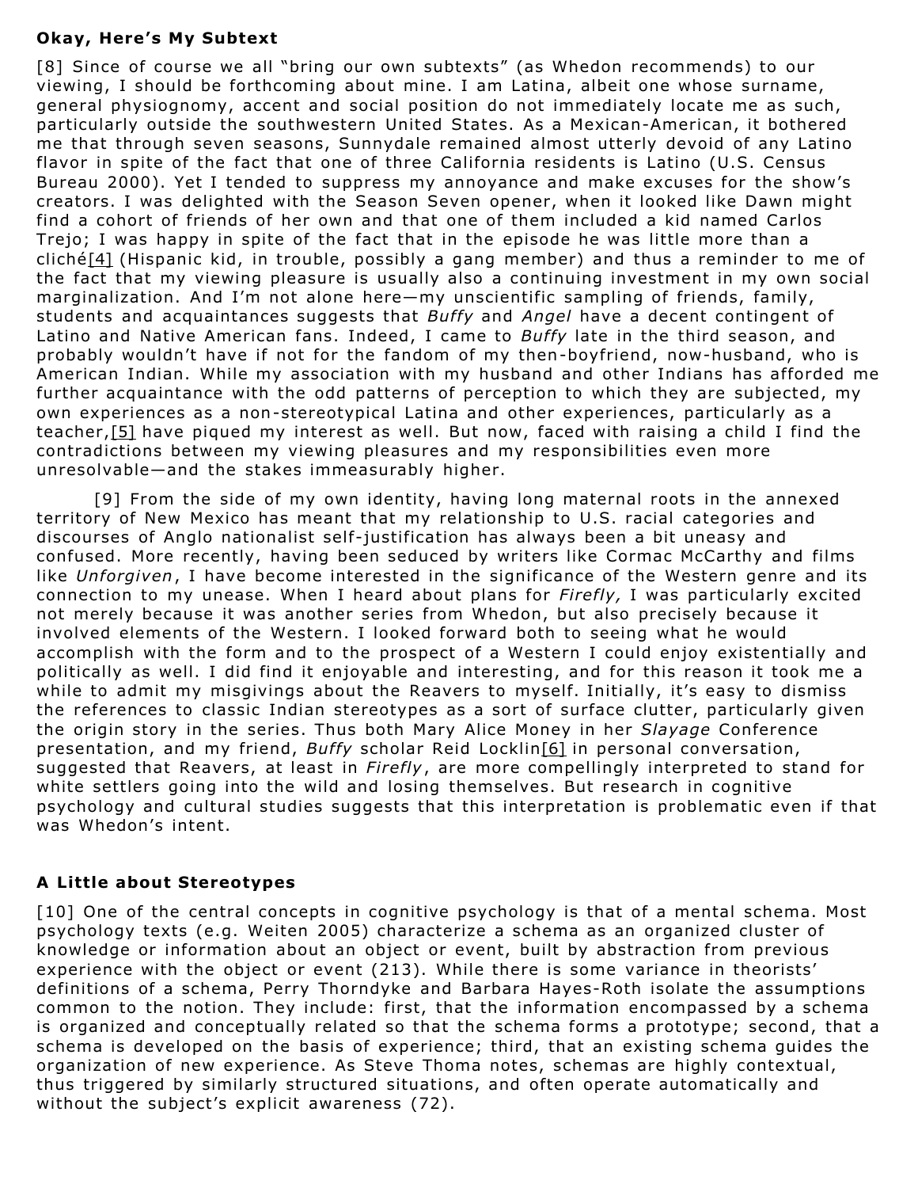### **Okay, Here's My Subtext**

[8] Since of course we all "bring our own subtexts" (as Whedon recommends) to our viewing, I should be forthcoming about mine. I am Latina, albeit one whose surname, general physiognomy, accent and social position do not immediately locate me as such, particularly outside the southwestern United States. As a Mexican-American, it bothered me that through seven seasons, Sunnydale remained almost utterly devoid of any Latino flavor in spite of the fact that one of three California residents is Latino (U.S. Census Bureau 2000). Yet I tended to suppress my annoyance and make excuses for the show's creators. I was delighted with the Season Seven opener, when it looked like Dawn might find a cohort of friends of her own and that one of them included a kid named Carlos Trejo; I was happy in spite of the fact that in the episode he was little more than a cliché[4] (Hispanic kid, in trouble, possibly a gang member) and thus a reminder to me of the fact that my viewing pleasure is usually also a continuing investment in my own social marginalization. And I'm not alone here—my unscientific sampling of friends, family, students and acquaintances suggests that *Buffy* and *Angel* have a decent contingent of Latino and Native American fans. Indeed, I came to *Buffy* late in the third season, and probably wouldn't have if not for the fandom of my then-boyfriend, now-husband, who is American Indian. While my association with my husband and other Indians has afforded me further acquaintance with the odd patterns of perception to which they are subjected, my own experiences as a non-stereotypical Latina and other experiences, particularly as a teacher,[5] have piqued my interest as well. But now, faced with raising a child I find the contradictions between my viewing pleasures and my responsibilities even more unresolvable—and the stakes immeasurably higher.

[9] From the side of my own identity, having long maternal roots in the annexed territory of New Mexico has meant that my relationship to U.S. racial categories and discourses of Anglo nationalist self-justification has always been a bit uneasy and confused. More recently, having been seduced by writers like Cormac McCarthy and films like *Unforgiven*, I have become interested in the significance of the Western genre and its connection to my unease. When I heard about plans for *Firefly,* I was particularly excited not merely because it was another series from Whedon, but also precisely because it involved elements of the Western. I looked forward both to seeing what he would accomplish with the form and to the prospect of a Western I could enjoy existentially and politically as well. I did find it enjoyable and interesting, and for this reason it took me a while to admit my misgivings about the Reavers to myself. Initially, it's easy to dismiss the references to classic Indian stereotypes as a sort of surface clutter, particularly given the origin story in the series. Thus both Mary Alice Money in her *Slayage* Conference presentation, and my friend, *Buffy* scholar Reid Locklin[6] in personal conversation, suggested that Reavers, at least in *Firefly*, are more compellingly interpreted to stand for white settlers going into the wild and losing themselves. But research in cognitive psychology and cultural studies suggests that this interpretation is problematic even if that was Whedon's intent.

### **A Little about Stereotypes**

[10] One of the central concepts in cognitive psychology is that of a mental schema. Most psychology texts (e.g. Weiten 2005) characterize a schema as an organized cluster of knowledge or information about an object or event, built by abstraction from previous experience with the object or event (213). While there is some variance in theorists' definitions of a schema, Perry Thorndyke and Barbara Hayes-Roth isolate the assumptions common to the notion. They include: first, that the information encompassed by a schema is organized and conceptually related so that the schema forms a prototype; second, that a schema is developed on the basis of experience; third, that an existing schema guides the organization of new experience. As Steve Thoma notes, schemas are highly contextual, thus triggered by similarly structured situations, and often operate automatically and without the subject's explicit awareness (72).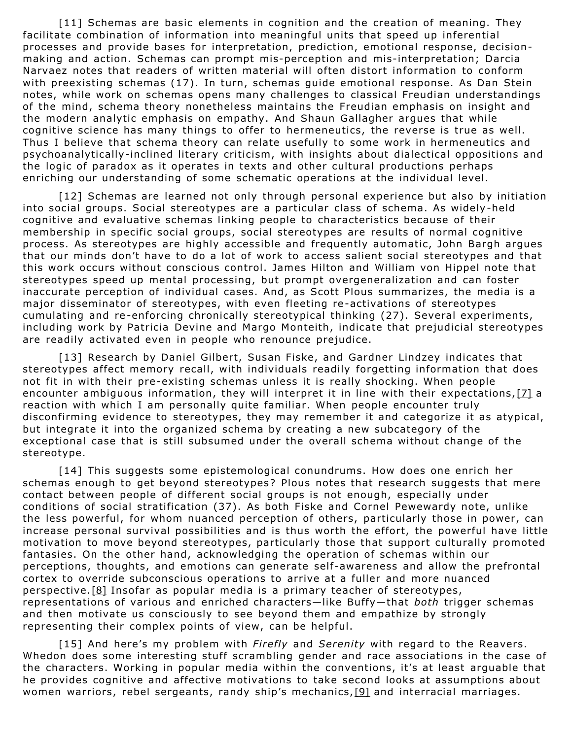[11] Schemas are basic elements in cognition and the creation of meaning. They facilitate combination of information into meaningful units that speed up inferential processes and provide bases for interpretation, prediction, emotional response, decision-making and action. Schemas can prompt mis-perception and mis-interpretation; Darcia Narvaez notes that readers of written material will often distort information to conform with preexisting schemas (17). In turn, schemas guide emotional response. As Dan Stein notes, while work on schemas opens many challenges to classical Freudian understandings of the mind, schema theory nonetheless maintains the Freudian emphasis on insight and the modern analytic emphasis on empathy. And Shaun Gallagher argues that while cognitive science has many things to offer to hermeneutics, the reverse is true as well. Thus I believe that schema theory can relate usefully to some work in hermeneutics and psychoanalytically-inclined literary criticism, with insights about dialectical oppositions and the logic of paradox as it operates in texts and other cultural productions perhaps enriching our understanding of some schematic operations at the individual level.

[12] Schemas are learned not only through personal experience but also by initiation into social groups. Social stereotypes are a particular class of schema. As widely-held cognitive and evaluative schemas linking people to characteristics because of their membership in specific social groups, social stereotypes are results of normal cognitive process. As stereotypes are highly accessible and frequently automatic, John Bargh argues that our minds don't have to do a lot of work to access salient social stereotypes and that this work occurs without conscious control. James Hilton and William von Hippel note that stereotypes speed up mental processing, but prompt overgeneralization and can foster inaccurate perception of individual cases. And, as Scott Plous summarizes, the media is a major disseminator of stereotypes, with even fleeting re-activations of stereotypes cumulating and re-enforcing chronically stereotypical thinking (27). Several experiments, including work by Patricia Devine and Margo Monteith, indicate that prejudicial stereotypes are readily activated even in people who renounce prejudice.

[13] Research by Daniel Gilbert, Susan Fiske, and Gardner Lindzey indicates that stereotypes affect memory recall, with individuals readily forgetting information that does not fit in with their pre-existing schemas unless it is really shocking. When people encounter ambiguous information, they will interpret it in line with their expectations,[7] a reaction with which I am personally quite familiar. When people encounter truly disconfirming evidence to stereotypes, they may remember it and categorize it as atypical, but integrate it into the organized schema by creating a new subcategory of the exceptional case that is still subsumed under the overall schema without change of the stereotype.

[14] This suggests some epistemological conundrums. How does one enrich her schemas enough to get beyond stereotypes? Plous notes that research suggests that mere contact between people of different social groups is not enough, especially under conditions of social stratification (37). As both Fiske and Cornel Pewewardy note, unlike the less powerful, for whom nuanced perception of others, particularly those in power, can increase personal survival possibilities and is thus worth the effort, the powerful have little motivation to move beyond stereotypes, particularly those that support culturally promoted fantasies. On the other hand, acknowledging the operation of schemas within our perceptions, thoughts, and emotions can generate self-awareness and allow the prefrontal cortex to override subconscious operations to arrive at a fuller and more nuanced perspective.[8] Insofar as popular media is a primary teacher of stereotypes, representations of various and enriched characters—like Buffy—that *both* trigger schemas and then motivate us consciously to see beyond them and empathize by strongly representing their complex points of view, can be helpful.

[15] And here's my problem with *Firefly* and *Serenity* with regard to the Reavers. Whedon does some interesting stuff scrambling gender and race associations in the case of the characters. Working in popular media within the conventions, it's at least arguable that he provides cognitive and affective motivations to take second looks at assumptions about women warriors, rebel sergeants, randy ship's mechanics,[9] and interracial marriages.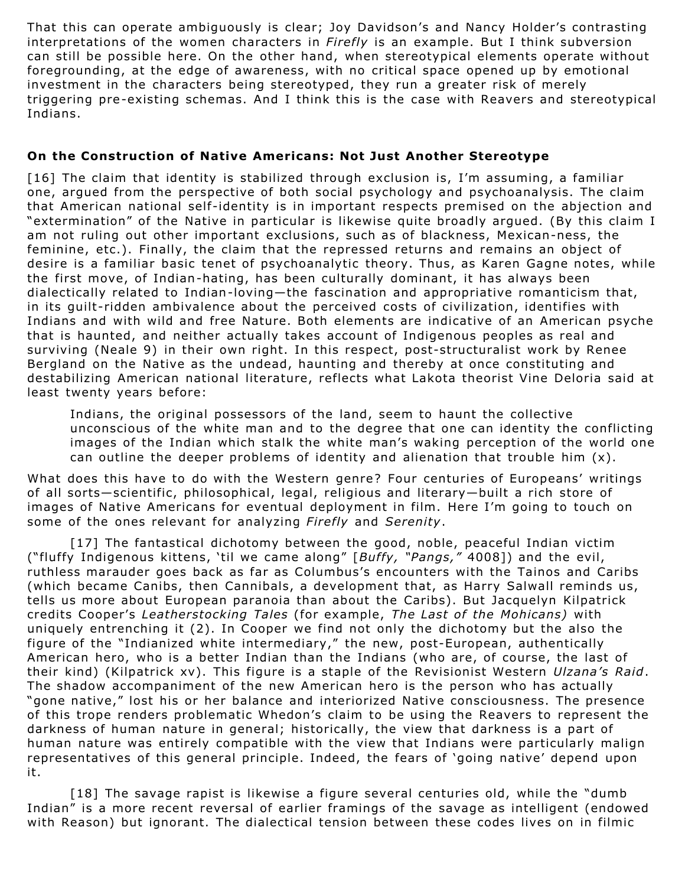That this can operate ambiguously is clear; Joy Davidson's and Nancy Holder's contrasting interpretations of the women characters in *Firefly* is an example. But I think subversion can still be possible here. On the other hand, when stereotypical elements operate without foregrounding, at the edge of awareness, with no critical space opened up by emotional investment in the characters being stereotyped, they run a greater risk of merely triggering pre-existing schemas. And I think this is the case with Reavers and stereotypical Indians.

**On the Construction of Native Americans: Not Just Another Stereotype**

[16] The claim that identity is stabilized through exclusion is, I'm assuming, a familiar one, argued from the perspective of both social psychology and psychoanalysis. The claim that American national self-identity is in important respects premised on the abjection and "extermination" of the Native in particular is likewise quite broadly argued. (By this claim I am not ruling out other important exclusions, such as of blackness, Mexican-ness, the feminine, etc.). Finally, the claim that the repressed returns and remains an object of desire is a familiar basic tenet of psychoanalytic theory. Thus, as Karen Gagne notes, while the first move, of Indian-hating, has been culturally dominant, it has always been dialectically related to Indian-loving—the fascination and appropriative romanticism that, in its guilt-ridden ambivalence about the perceived costs of civilization, identifies with Indians and with wild and free Nature. Both elements are indicative of an American psyche that is haunted, and neither actually takes account of Indigenous peoples as real and surviving (Neale 9) in their own right. In this respect, post-structuralist work by Renee Bergland on the Native as the undead, haunting and thereby at once constituting and destabilizing American national literature, reflects what Lakota theorist Vine Deloria said at least twenty years before:

> Indians, the original possessors of the land, seem to haunt the collective unconscious of the white man and to the degree that one can identity the conflicting images of the Indian which stalk the white man's waking perception of the world one can outline the deeper problems of identity and alienation that trouble him (x).

What does this have to do with the Western genre? Four centuries of Europeans' writings of all sorts—scientific, philosophical, legal, religious and literary—built a rich store of images of Native Americans for eventual deployment in film. Here I'm going to touch on some of the ones relevant for analyzing *Firefly* and *Serenity*.

[17] The fantastical dichotomy between the good, noble, peaceful Indian victim ("fluffy Indigenous kittens, 'til we came along" [*Buffy, "Pangs,"* 4008]) and the evil, ruthless marauder goes back as far as Columbus's encounters with the Tainos and Caribs (which became Canibs, then Cannibals, a development that, as Harry Salwall reminds us, tells us more about European paranoia than about the Caribs). But Jacquelyn Kilpatrick credits Cooper's *Leatherstocking Tales* (for example, *The Last of the Mohicans)* with uniquely entrenching it (2). In Cooper we find not only the dichotomy but the also the figure of the "Indianized white intermediary," the new, post-European, authentically American hero, who is a better Indian than the Indians (who are, of course, the last of their kind) (Kilpatrick xv). This figure is a staple of the Revisionist Western *Ulzana's Raid*. The shadow accompaniment of the new American hero is the person who has actually "gone native," lost his or her balance and interiorized Native consciousness. The presence of this trope renders problematic Whedon's claim to be using the Reavers to represent the darkness of human nature in general; historically, the view that darkness is a part of human nature was entirely compatible with the view that Indians were particularly malign representatives of this general principle. Indeed, the fears of 'going native' depend upon it.

[18] The savage rapist is likewise a figure several centuries old, while the "dumb Indian" is a more recent reversal of earlier framings of the savage as intelligent (endowed with Reason) but ignorant. The dialectical tension between these codes lives on in filmic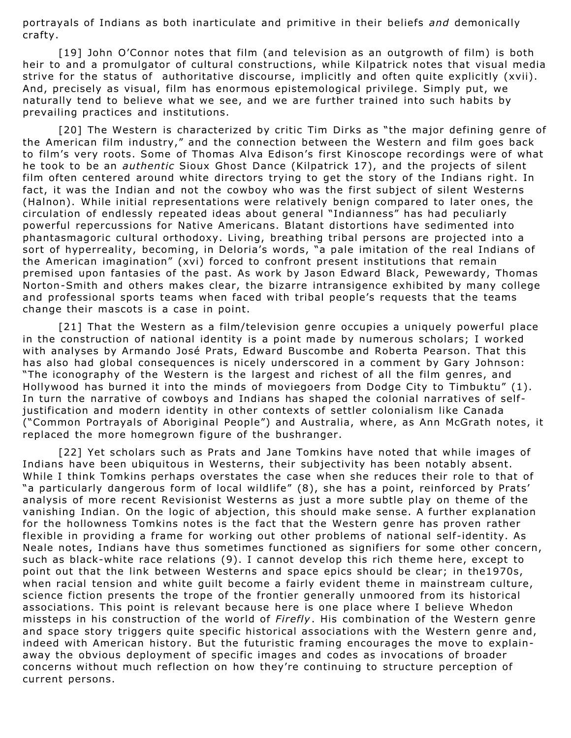portrayals of Indians as both inarticulate and primitive in their beliefs *and* demonically crafty.

[19] John O'Connor notes that film (and television as an outgrowth of film) is both heir to and a promulgator of cultural constructions, while Kilpatrick notes that visual media strive for the status of authoritative discourse, implicitly and often quite explicitly (xvii). And, precisely as visual, film has enormous epistemological privilege. Simply put, we naturally tend to believe what we see, and we are further trained into such habits by prevailing practices and institutions.

[20] The Western is characterized by critic Tim Dirks as "the major defining genre of the American film industry," and the connection between the Western and film goes back to film's very roots. Some of Thomas Alva Edison's first Kinoscope recordings were of what he took to be an *authentic* Sioux Ghost Dance (Kilpatrick 17), and the projects of silent film often centered around white directors trying to get the story of the Indians right. In fact, it was the Indian and not the cowboy who was the first subject of silent Westerns (Halnon). While initial representations were relatively benign compared to later ones, the circulation of endlessly repeated ideas about general "Indianness" has had peculiarly powerful repercussions for Native Americans. Blatant distortions have sedimented into phantasmagoric cultural orthodoxy. Living, breathing tribal persons are projected into a sort of hyperreality, becoming, in Deloria's words, "a pale imitation of the real Indians of the American imagination" (xvi) forced to confront present institutions that remain premised upon fantasies of the past. As work by Jason Edward Black, Pewewardy, Thomas Norton-Smith and others makes clear, the bizarre intransigence exhibited by many college and professional sports teams when faced with tribal people's requests that the teams change their mascots is a case in point.

[21] That the Western as a film/television genre occupies a uniquely powerful place in the construction of national identity is a point made by numerous scholars; I worked with analyses by Armando José Prats, Edward Buscombe and Roberta Pearson. That this has also had global consequences is nicely underscored in a comment by Gary Johnson: "The iconography of the Western is the largest and richest of all the film genres, and Hollywood has burned it into the minds of moviegoers from Dodge City to Timbuktu" (1). In turn the narrative of cowboys and Indians has shaped the colonial narratives of self-justification and modern identity in other contexts of settler colonialism like Canada ("Common Portrayals of Aboriginal People") and Australia, where, as Ann McGrath notes, it replaced the more homegrown figure of the bushranger.

[22] Yet scholars such as Prats and Jane Tomkins have noted that while images of Indians have been ubiquitous in Westerns, their subjectivity has been notably absent. While I think Tomkins perhaps overstates the case when she reduces their role to that of "a particularly dangerous form of local wildlife" (8), she has a point, reinforced by Prats' analysis of more recent Revisionist Westerns as just a more subtle play on theme of the vanishing Indian. On the logic of abjection, this should make sense. A further explanation for the hollowness Tomkins notes is the fact that the Western genre has proven rather flexible in providing a frame for working out other problems of national self-identity. As Neale notes, Indians have thus sometimes functioned as signifiers for some other concern, such as black-white race relations (9). I cannot develop this rich theme here, except to point out that the link between Westerns and space epics should be clear; in the1970s, when racial tension and white guilt become a fairly evident theme in mainstream culture, science fiction presents the trope of the frontier generally unmoored from its historical associations. This point is relevant because here is one place where I believe Whedon missteps in his construction of the world of *Firefly*. His combination of the Western genre and space story triggers quite specific historical associations with the Western genre and, indeed with American history. But the futuristic framing encourages the move to explain-away the obvious deployment of specific images and codes as invocations of broader concerns without much reflection on how they're continuing to structure perception of current persons.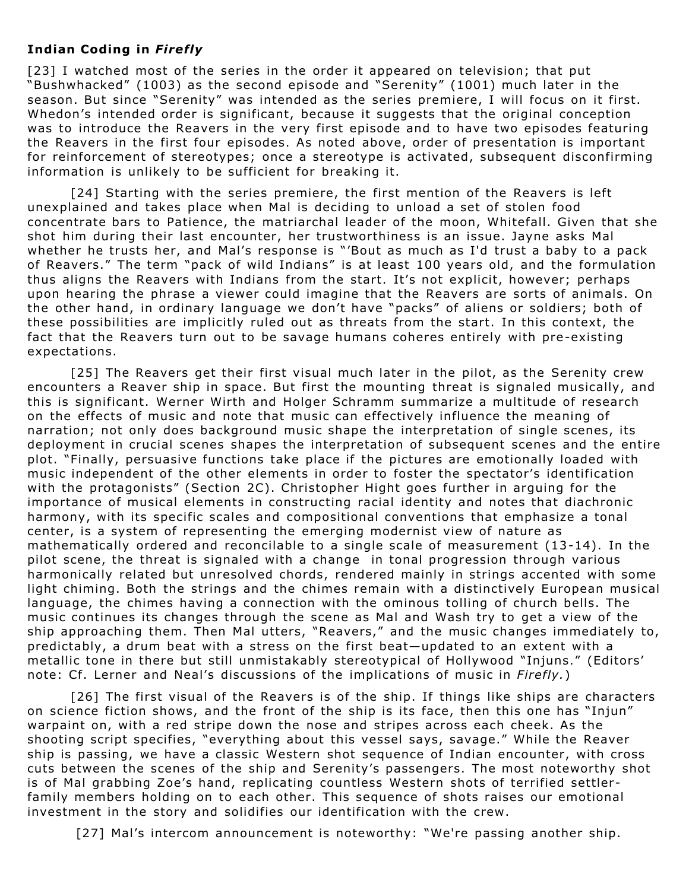### **Indian Coding in *Firefly***

[23] I watched most of the series in the order it appeared on television; that put "Bushwhacked" (1003) as the second episode and "Serenity" (1001) much later in the season. But since "Serenity" was intended as the series premiere, I will focus on it first. Whedon's intended order is significant, because it suggests that the original conception was to introduce the Reavers in the very first episode and to have two episodes featuring the Reavers in the first four episodes. As noted above, order of presentation is important for reinforcement of stereotypes; once a stereotype is activated, subsequent disconfirming information is unlikely to be sufficient for breaking it.

[24] Starting with the series premiere, the first mention of the Reavers is left unexplained and takes place when Mal is deciding to unload a set of stolen food concentrate bars to Patience, the matriarchal leader of the moon, Whitefall. Given that she shot him during their last encounter, her trustworthiness is an issue. Jayne asks Mal whether he trusts her, and Mal's response is "'Bout as much as I'd trust a baby to a pack of Reavers." The term "pack of wild Indians" is at least 100 years old, and the formulation thus aligns the Reavers with Indians from the start. It's not explicit, however; perhaps upon hearing the phrase a viewer could imagine that the Reavers are sorts of animals. On the other hand, in ordinary language we don't have "packs" of aliens or soldiers; both of these possibilities are implicitly ruled out as threats from the start. In this context, the fact that the Reavers turn out to be savage humans coheres entirely with pre-existing expectations.

[25] The Reavers get their first visual much later in the pilot, as the Serenity crew encounters a Reaver ship in space. But first the mounting threat is signaled musically, and this is significant. Werner Wirth and Holger Schramm summarize a multitude of research on the effects of music and note that music can effectively influence the meaning of narration; not only does background music shape the interpretation of single scenes, its deployment in crucial scenes shapes the interpretation of subsequent scenes and the entire plot. "Finally, persuasive functions take place if the pictures are emotionally loaded with music independent of the other elements in order to foster the spectator's identification with the protagonists" (Section 2C). Christopher Hight goes further in arguing for the importance of musical elements in constructing racial identity and notes that diachronic harmony, with its specific scales and compositional conventions that emphasize a tonal center, is a system of representing the emerging modernist view of nature as mathematically ordered and reconcilable to a single scale of measurement (13-14). In the pilot scene, the threat is signaled with a change in tonal progression through various harmonically related but unresolved chords, rendered mainly in strings accented with some light chiming. Both the strings and the chimes remain with a distinctively European musical language, the chimes having a connection with the ominous tolling of church bells. The music continues its changes through the scene as Mal and Wash try to get a view of the ship approaching them. Then Mal utters, "Reavers," and the music changes immediately to, predictably, a drum beat with a stress on the first beat—updated to an extent with a metallic tone in there but still unmistakably stereotypical of Hollywood "Injuns." (Editors' note: Cf. Lerner and Neal's discussions of the implications of music in *Firefly.*)

[26] The first visual of the Reavers is of the ship. If things like ships are characters on science fiction shows, and the front of the ship is its face, then this one has "Injun" warpaint on, with a red stripe down the nose and stripes across each cheek. As the shooting script specifies, "everything about this vessel says, savage." While the Reaver ship is passing, we have a classic Western shot sequence of Indian encounter, with cross cuts between the scenes of the ship and Serenity's passengers. The most noteworthy shot is of Mal grabbing Zoe's hand, replicating countless Western shots of terrified settler-family members holding on to each other. This sequence of shots raises our emotional investment in the story and solidifies our identification with the crew.

[27] Mal's intercom announcement is noteworthy: "We're passing another ship.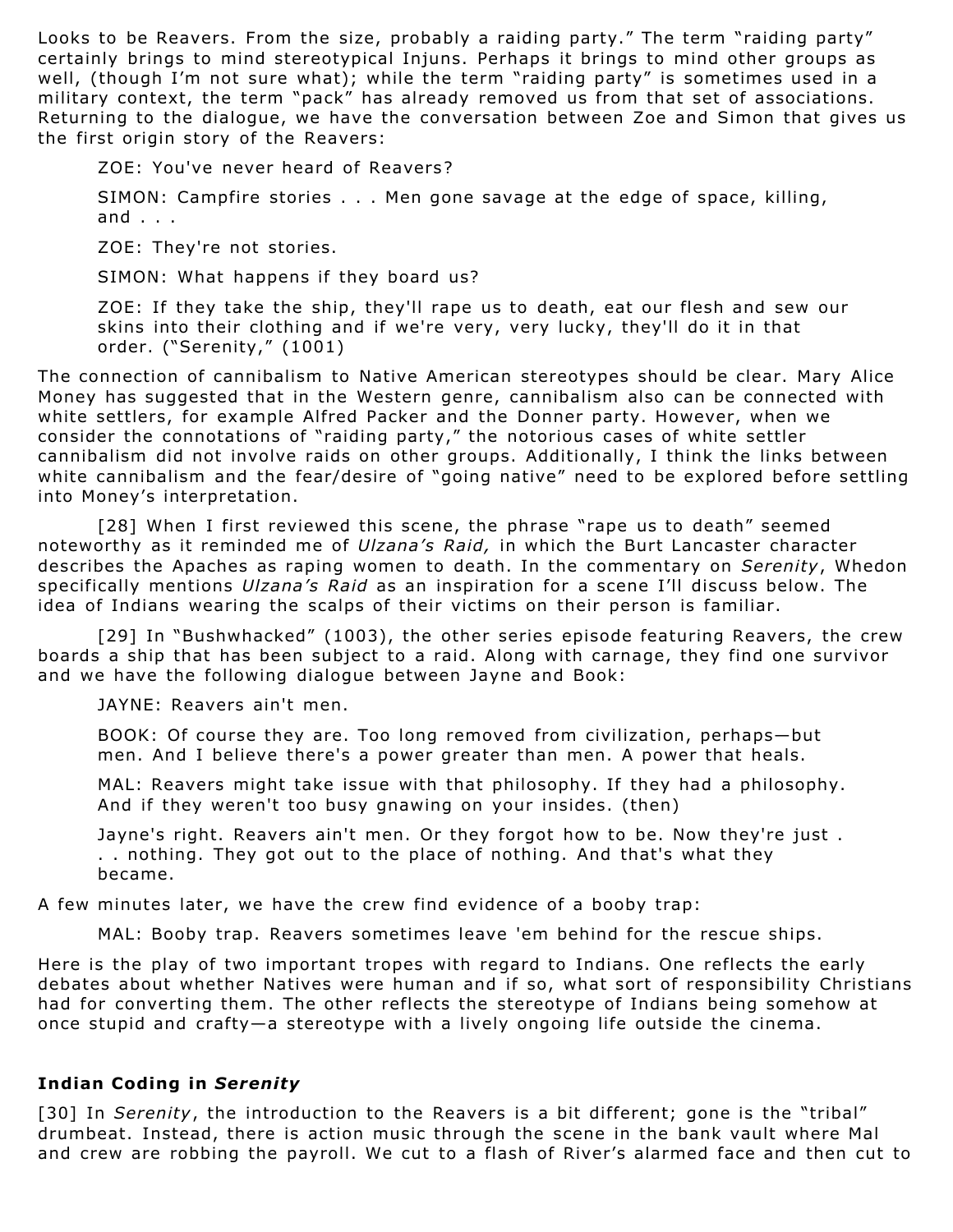Looks to be Reavers. From the size, probably a raiding party." The term "raiding party" certainly brings to mind stereotypical Injuns. Perhaps it brings to mind other groups as well, (though I'm not sure what); while the term "raiding party" is sometimes used in a military context, the term "pack" has already removed us from that set of associations. Returning to the dialogue, we have the conversation between Zoe and Simon that gives us the first origin story of the Reavers:

> ZOE: You've never heard of Reavers?
>
> SIMON: Campfire stories . . . Men gone savage at the edge of space, killing, and . . .
>
> ZOE: They're not stories.
>
> SIMON: What happens if they board us?
>
> ZOE: If they take the ship, they'll rape us to death, eat our flesh and sew our skins into their clothing and if we're very, very lucky, they'll do it in that order. ("Serenity," (1001)

The connection of cannibalism to Native American stereotypes should be clear. Mary Alice Money has suggested that in the Western genre, cannibalism also can be connected with white settlers, for example Alfred Packer and the Donner party. However, when we consider the connotations of "raiding party," the notorious cases of white settler cannibalism did not involve raids on other groups. Additionally, I think the links between white cannibalism and the fear/desire of "going native" need to be explored before settling into Money's interpretation.

[28] When I first reviewed this scene, the phrase "rape us to death" seemed noteworthy as it reminded me of *Ulzana's Raid,* in which the Burt Lancaster character describes the Apaches as raping women to death. In the commentary on *Serenity*, Whedon specifically mentions *Ulzana's Raid* as an inspiration for a scene I'll discuss below. The idea of Indians wearing the scalps of their victims on their person is familiar.

[29] In "Bushwhacked" (1003), the other series episode featuring Reavers, the crew boards a ship that has been subject to a raid. Along with carnage, they find one survivor and we have the following dialogue between Jayne and Book:

> JAYNE: Reavers ain't men.
>
> BOOK: Of course they are. Too long removed from civilization, perhaps—but men. And I believe there's a power greater than men. A power that heals.
>
> MAL: Reavers might take issue with that philosophy. If they had a philosophy. And if they weren't too busy gnawing on your insides. (then)
>
> Jayne's right. Reavers ain't men. Or they forgot how to be. Now they're just . . . nothing. They got out to the place of nothing. And that's what they became.

A few minutes later, we have the crew find evidence of a booby trap:

> MAL: Booby trap. Reavers sometimes leave 'em behind for the rescue ships.

Here is the play of two important tropes with regard to Indians. One reflects the early debates about whether Natives were human and if so, what sort of responsibility Christians had for converting them. The other reflects the stereotype of Indians being somehow at once stupid and crafty—a stereotype with a lively ongoing life outside the cinema.

### Indian Coding in *Serenity*

[30] In *Serenity*, the introduction to the Reavers is a bit different; gone is the "tribal" drumbeat. Instead, there is action music through the scene in the bank vault where Mal and crew are robbing the payroll. We cut to a flash of River's alarmed face and then cut to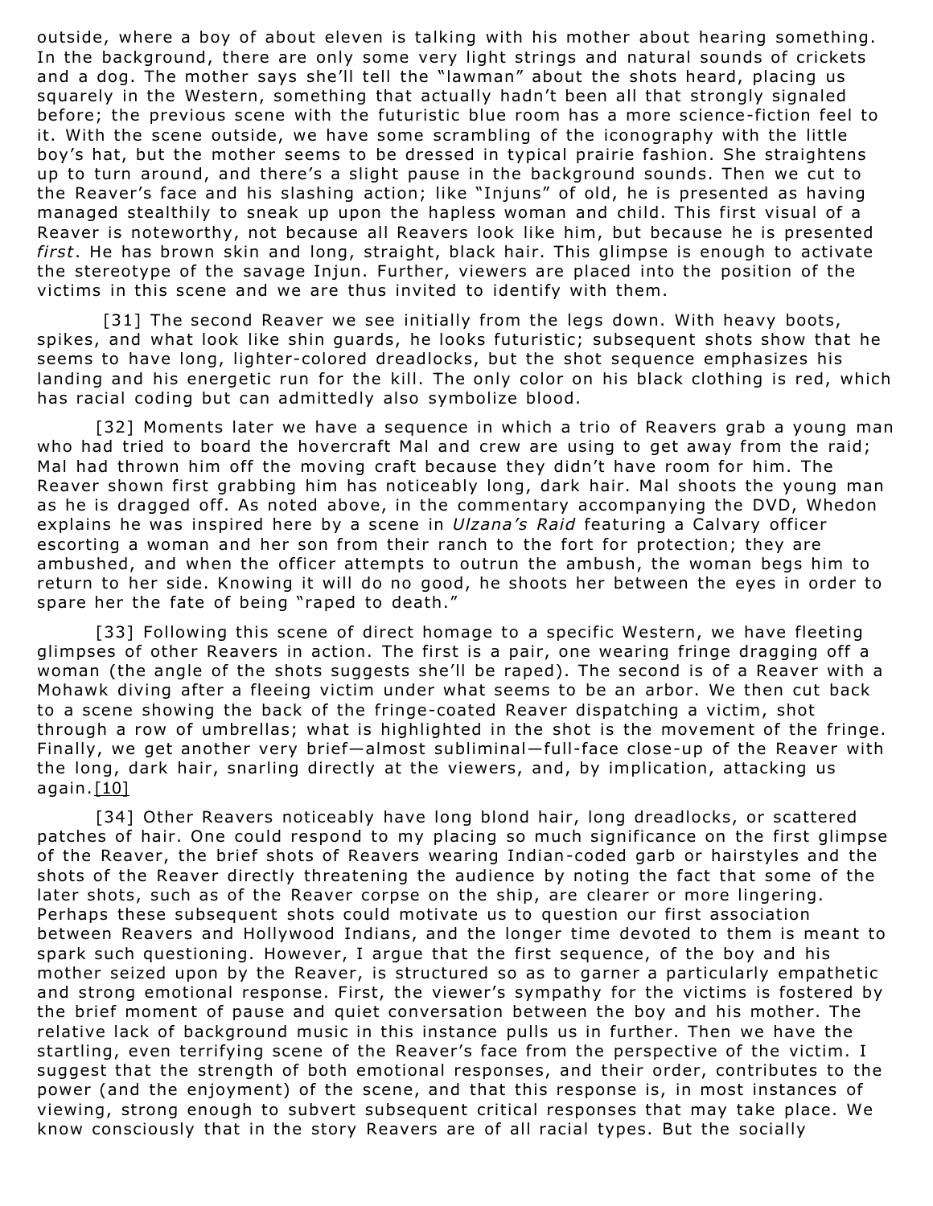outside, where a boy of about eleven is talking with his mother about hearing something. In the background, there are only some very light strings and natural sounds of crickets and a dog. The mother says she'll tell the "lawman" about the shots heard, placing us squarely in the Western, something that actually hadn't been all that strongly signaled before; the previous scene with the futuristic blue room has a more science-fiction feel to it. With the scene outside, we have some scrambling of the iconography with the little boy's hat, but the mother seems to be dressed in typical prairie fashion. She straightens up to turn around, and there's a slight pause in the background sounds. Then we cut to the Reaver's face and his slashing action; like "Injuns" of old, he is presented as having managed stealthily to sneak up upon the hapless woman and child. This first visual of a Reaver is noteworthy, not because all Reavers look like him, but because he is presented *first*. He has brown skin and long, straight, black hair. This glimpse is enough to activate the stereotype of the savage Injun. Further, viewers are placed into the position of the victims in this scene and we are thus invited to identify with them.

[31] The second Reaver we see initially from the legs down. With heavy boots, spikes, and what look like shin guards, he looks futuristic; subsequent shots show that he seems to have long, lighter-colored dreadlocks, but the shot sequence emphasizes his landing and his energetic run for the kill. The only color on his black clothing is red, which has racial coding but can admittedly also symbolize blood.

[32] Moments later we have a sequence in which a trio of Reavers grab a young man who had tried to board the hovercraft Mal and crew are using to get away from the raid; Mal had thrown him off the moving craft because they didn't have room for him. The Reaver shown first grabbing him has noticeably long, dark hair. Mal shoots the young man as he is dragged off. As noted above, in the commentary accompanying the DVD, Whedon explains he was inspired here by a scene in *Ulzana's Raid* featuring a Calvary officer escorting a woman and her son from their ranch to the fort for protection; they are ambushed, and when the officer attempts to outrun the ambush, the woman begs him to return to her side. Knowing it will do no good, he shoots her between the eyes in order to spare her the fate of being "raped to death."

[33] Following this scene of direct homage to a specific Western, we have fleeting glimpses of other Reavers in action. The first is a pair, one wearing fringe dragging off a woman (the angle of the shots suggests she'll be raped). The second is of a Reaver with a Mohawk diving after a fleeing victim under what seems to be an arbor. We then cut back to a scene showing the back of the fringe-coated Reaver dispatching a victim, shot through a row of umbrellas; what is highlighted in the shot is the movement of the fringe. Finally, we get another very brief—almost subliminal—full-face close-up of the Reaver with the long, dark hair, snarling directly at the viewers, and, by implication, attacking us again.[10]

[34] Other Reavers noticeably have long blond hair, long dreadlocks, or scattered patches of hair. One could respond to my placing so much significance on the first glimpse of the Reaver, the brief shots of Reavers wearing Indian-coded garb or hairstyles and the shots of the Reaver directly threatening the audience by noting the fact that some of the later shots, such as of the Reaver corpse on the ship, are clearer or more lingering. Perhaps these subsequent shots could motivate us to question our first association between Reavers and Hollywood Indians, and the longer time devoted to them is meant to spark such questioning. However, I argue that the first sequence, of the boy and his mother seized upon by the Reaver, is structured so as to garner a particularly empathetic and strong emotional response. First, the viewer's sympathy for the victims is fostered by the brief moment of pause and quiet conversation between the boy and his mother. The relative lack of background music in this instance pulls us in further. Then we have the startling, even terrifying scene of the Reaver's face from the perspective of the victim. I suggest that the strength of both emotional responses, and their order, contributes to the power (and the enjoyment) of the scene, and that this response is, in most instances of viewing, strong enough to subvert subsequent critical responses that may take place. We know consciously that in the story Reavers are of all racial types. But the socially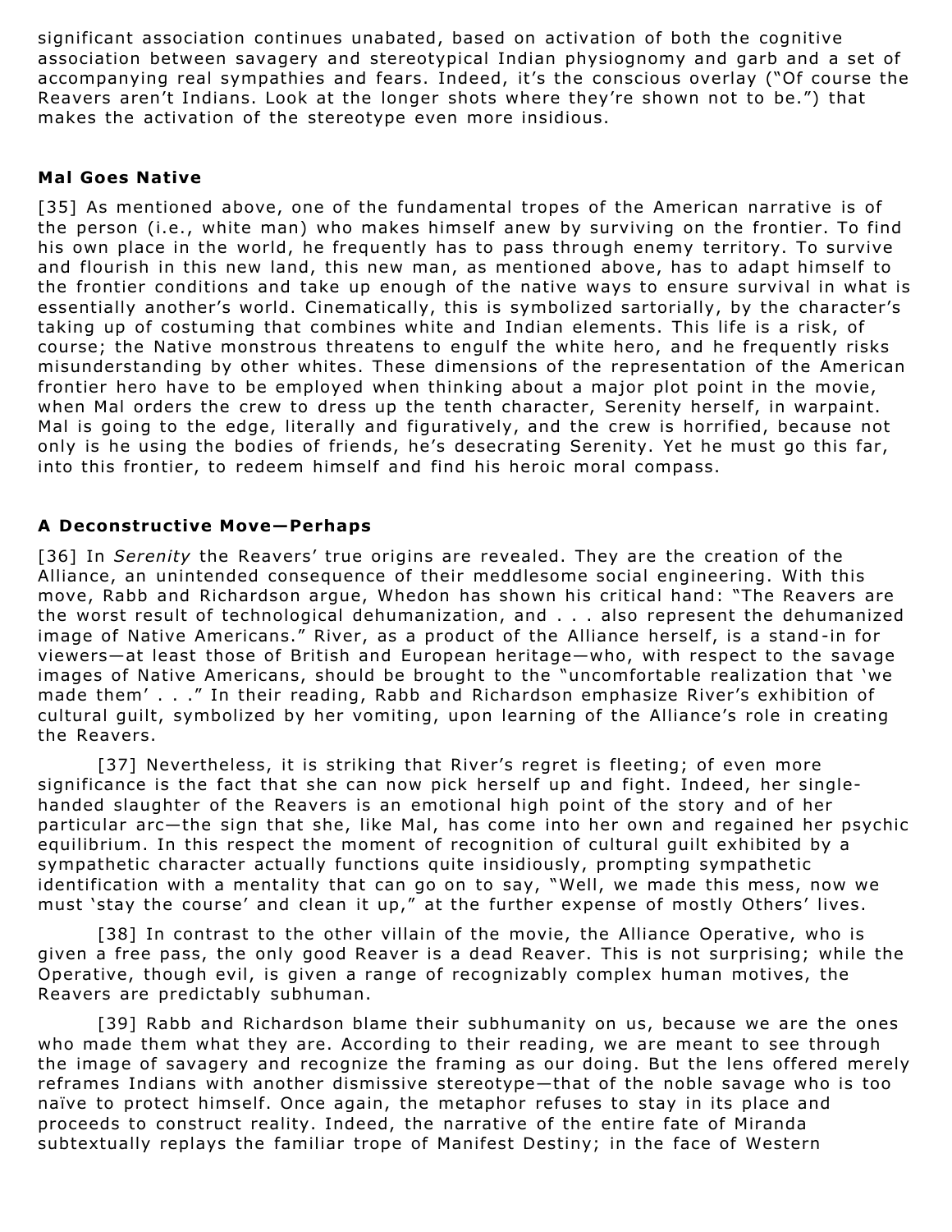significant association continues unabated, based on activation of both the cognitive association between savagery and stereotypical Indian physiognomy and garb and a set of accompanying real sympathies and fears. Indeed, it's the conscious overlay ("Of course the Reavers aren't Indians. Look at the longer shots where they're shown not to be.") that makes the activation of the stereotype even more insidious.

**Mal Goes Native**

[35] As mentioned above, one of the fundamental tropes of the American narrative is of the person (i.e., white man) who makes himself anew by surviving on the frontier. To find his own place in the world, he frequently has to pass through enemy territory. To survive and flourish in this new land, this new man, as mentioned above, has to adapt himself to the frontier conditions and take up enough of the native ways to ensure survival in what is essentially another's world. Cinematically, this is symbolized sartorially, by the character's taking up of costuming that combines white and Indian elements. This life is a risk, of course; the Native monstrous threatens to engulf the white hero, and he frequently risks misunderstanding by other whites. These dimensions of the representation of the American frontier hero have to be employed when thinking about a major plot point in the movie, when Mal orders the crew to dress up the tenth character, Serenity herself, in warpaint. Mal is going to the edge, literally and figuratively, and the crew is horrified, because not only is he using the bodies of friends, he's desecrating Serenity. Yet he must go this far, into this frontier, to redeem himself and find his heroic moral compass.

**A Deconstructive Move—Perhaps**

[36] In *Serenity* the Reavers' true origins are revealed. They are the creation of the Alliance, an unintended consequence of their meddlesome social engineering. With this move, Rabb and Richardson argue, Whedon has shown his critical hand: "The Reavers are the worst result of technological dehumanization, and . . . also represent the dehumanized image of Native Americans." River, as a product of the Alliance herself, is a stand-in for viewers—at least those of British and European heritage—who, with respect to the savage images of Native Americans, should be brought to the "uncomfortable realization that 'we made them' . . ." In their reading, Rabb and Richardson emphasize River's exhibition of cultural guilt, symbolized by her vomiting, upon learning of the Alliance's role in creating the Reavers.

[37] Nevertheless, it is striking that River's regret is fleeting; of even more significance is the fact that she can now pick herself up and fight. Indeed, her single-handed slaughter of the Reavers is an emotional high point of the story and of her particular arc—the sign that she, like Mal, has come into her own and regained her psychic equilibrium. In this respect the moment of recognition of cultural guilt exhibited by a sympathetic character actually functions quite insidiously, prompting sympathetic identification with a mentality that can go on to say, "Well, we made this mess, now we must 'stay the course' and clean it up," at the further expense of mostly Others' lives.

[38] In contrast to the other villain of the movie, the Alliance Operative, who is given a free pass, the only good Reaver is a dead Reaver. This is not surprising; while the Operative, though evil, is given a range of recognizably complex human motives, the Reavers are predictably subhuman.

[39] Rabb and Richardson blame their subhumanity on us, because we are the ones who made them what they are. According to their reading, we are meant to see through the image of savagery and recognize the framing as our doing. But the lens offered merely reframes Indians with another dismissive stereotype—that of the noble savage who is too naïve to protect himself. Once again, the metaphor refuses to stay in its place and proceeds to construct reality. Indeed, the narrative of the entire fate of Miranda subtextually replays the familiar trope of Manifest Destiny; in the face of Western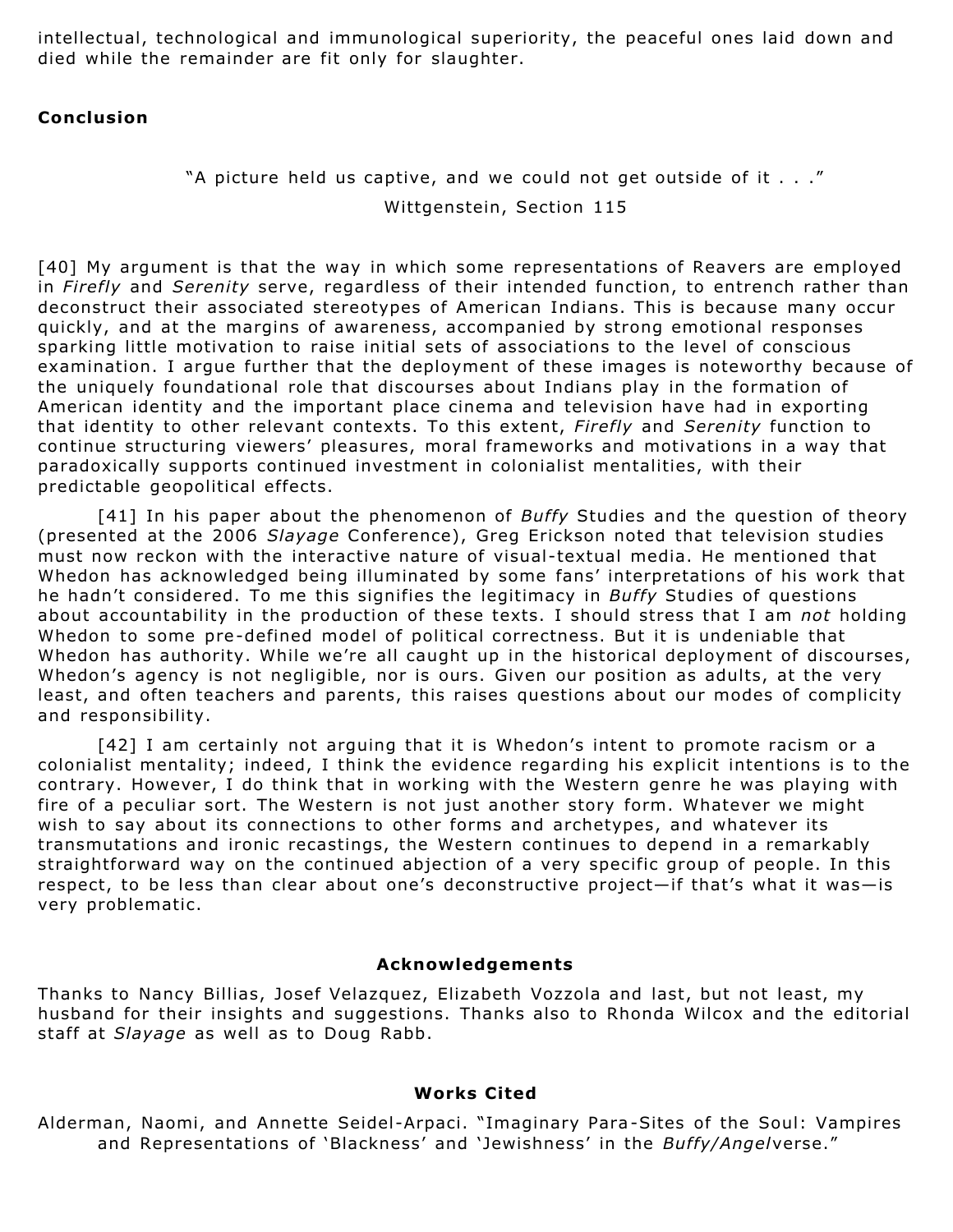intellectual, technological and immunological superiority, the peaceful ones laid down and died while the remainder are fit only for slaughter.

## Conclusion

> "A picture held us captive, and we could not get outside of it . . ."
>
> Wittgenstein, Section 115

[40] My argument is that the way in which some representations of Reavers are employed in *Firefly* and *Serenity* serve, regardless of their intended function, to entrench rather than deconstruct their associated stereotypes of American Indians. This is because many occur quickly, and at the margins of awareness, accompanied by strong emotional responses sparking little motivation to raise initial sets of associations to the level of conscious examination. I argue further that the deployment of these images is noteworthy because of the uniquely foundational role that discourses about Indians play in the formation of American identity and the important place cinema and television have had in exporting that identity to other relevant contexts. To this extent, *Firefly* and *Serenity* function to continue structuring viewers' pleasures, moral frameworks and motivations in a way that paradoxically supports continued investment in colonialist mentalities, with their predictable geopolitical effects.

[41] In his paper about the phenomenon of *Buffy* Studies and the question of theory (presented at the 2006 *Slayage* Conference), Greg Erickson noted that television studies must now reckon with the interactive nature of visual-textual media. He mentioned that Whedon has acknowledged being illuminated by some fans' interpretations of his work that he hadn't considered. To me this signifies the legitimacy in *Buffy* Studies of questions about accountability in the production of these texts. I should stress that I am *not* holding Whedon to some pre-defined model of political correctness. But it is undeniable that Whedon has authority. While we're all caught up in the historical deployment of discourses, Whedon's agency is not negligible, nor is ours. Given our position as adults, at the very least, and often teachers and parents, this raises questions about our modes of complicity and responsibility.

[42] I am certainly not arguing that it is Whedon's intent to promote racism or a colonialist mentality; indeed, I think the evidence regarding his explicit intentions is to the contrary. However, I do think that in working with the Western genre he was playing with fire of a peculiar sort. The Western is not just another story form. Whatever we might wish to say about its connections to other forms and archetypes, and whatever its transmutations and ironic recastings, the Western continues to depend in a remarkably straightforward way on the continued abjection of a very specific group of people. In this respect, to be less than clear about one's deconstructive project—if that's what it was—is very problematic.

### Acknowledgements

Thanks to Nancy Billias, Josef Velazquez, Elizabeth Vozzola and last, but not least, my husband for their insights and suggestions. Thanks also to Rhonda Wilcox and the editorial staff at *Slayage* as well as to Doug Rabb.

### Works Cited

Alderman, Naomi, and Annette Seidel-Arpaci. "Imaginary Para-Sites of the Soul: Vampires and Representations of 'Blackness' and 'Jewishness' in the *Buffy/Angel*verse."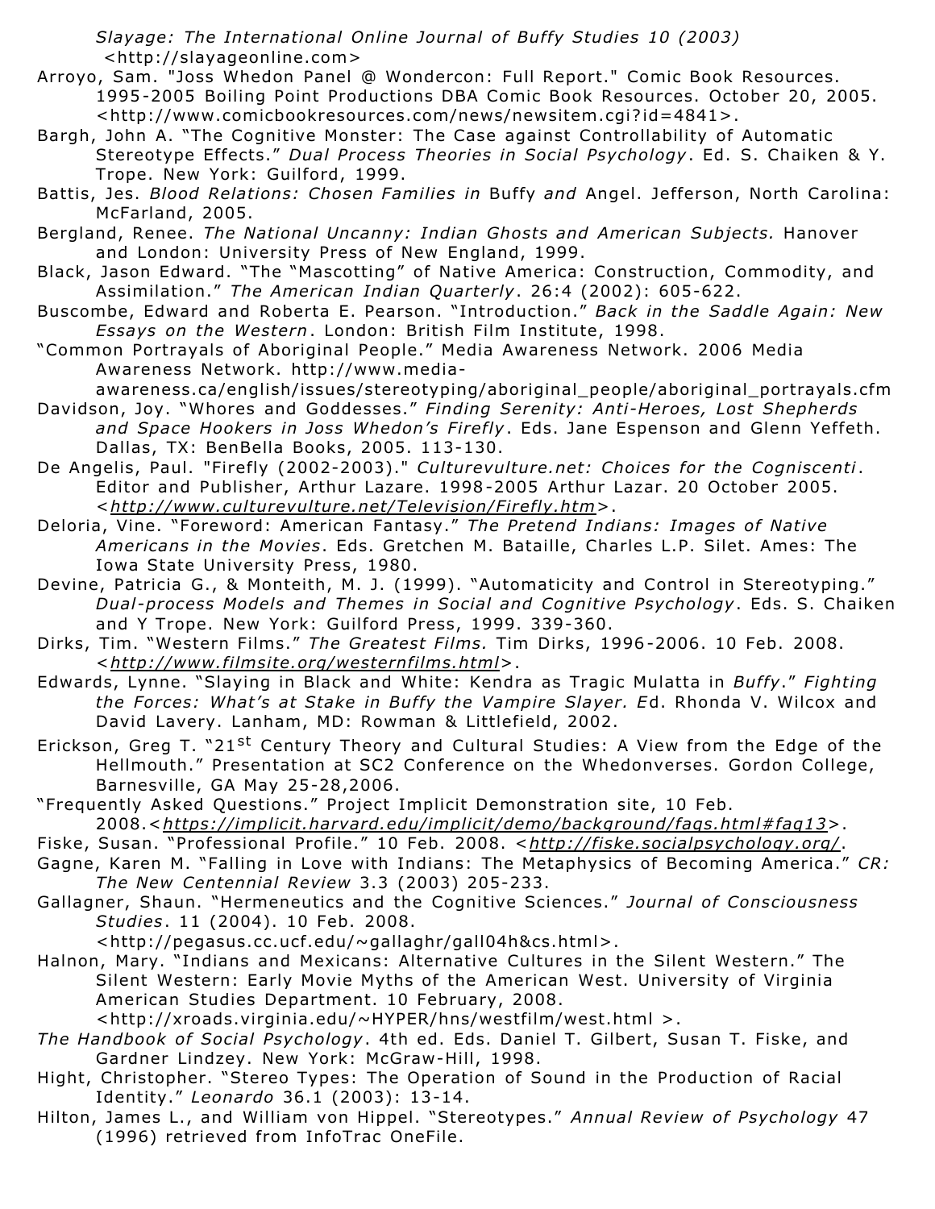*Slayage: The International Online Journal of Buffy Studies 10 (2003)* <http://slayageonline.com>

Arroyo, Sam. "Joss Whedon Panel @ Wondercon: Full Report." Comic Book Resources. 1995-2005 Boiling Point Productions DBA Comic Book Resources. October 20, 2005. <http://www.comicbookresources.com/news/newsitem.cgi?id=4841>.

Bargh, John A. "The Cognitive Monster: The Case against Controllability of Automatic Stereotype Effects." *Dual Process Theories in Social Psychology*. Ed. S. Chaiken & Y. Trope. New York: Guilford, 1999.

Battis, Jes. *Blood Relations: Chosen Families in* Buffy *and* Angel. Jefferson, North Carolina: McFarland, 2005.

Bergland, Renee. *The National Uncanny: Indian Ghosts and American Subjects.* Hanover and London: University Press of New England, 1999.

Black, Jason Edward. "The "Mascotting" of Native America: Construction, Commodity, and Assimilation." *The American Indian Quarterly*. 26:4 (2002): 605-622.

Buscombe, Edward and Roberta E. Pearson. "Introduction." *Back in the Saddle Again: New Essays on the Western*. London: British Film Institute, 1998.

"Common Portrayals of Aboriginal People." Media Awareness Network. 2006 Media Awareness Network. http://www.media-awareness.ca/english/issues/stereotyping/aboriginal_people/aboriginal_portrayals.cfm

Davidson, Joy. "Whores and Goddesses." *Finding Serenity: Anti-Heroes, Lost Shepherds and Space Hookers in Joss Whedon's Firefly*. Eds. Jane Espenson and Glenn Yeffeth. Dallas, TX: BenBella Books, 2005. 113-130.

De Angelis, Paul. "Firefly (2002-2003)." *Culturevulture.net: Choices for the Cogniscenti*. Editor and Publisher, Arthur Lazare. 1998-2005 Arthur Lazar. 20 October 2005. <http://www.culturevulture.net/Television/Firefly.htm>.

Deloria, Vine. "Foreword: American Fantasy." *The Pretend Indians: Images of Native Americans in the Movies*. Eds. Gretchen M. Bataille, Charles L.P. Silet. Ames: The Iowa State University Press, 1980.

Devine, Patricia G., & Monteith, M. J. (1999). "Automaticity and Control in Stereotyping." *Dual-process Models and Themes in Social and Cognitive Psychology*. Eds. S. Chaiken and Y Trope. New York: Guilford Press, 1999. 339-360.

Dirks, Tim. "Western Films." *The Greatest Films.* Tim Dirks, 1996-2006. 10 Feb. 2008. <http://www.filmsite.org/westernfilms.html>.

Edwards, Lynne. "Slaying in Black and White: Kendra as Tragic Mulatta in *Buffy*." *Fighting the Forces: What's at Stake in Buffy the Vampire Slayer. E*d. Rhonda V. Wilcox and David Lavery. Lanham, MD: Rowman & Littlefield, 2002.

Erickson, Greg T. "21st Century Theory and Cultural Studies: A View from the Edge of the Hellmouth." Presentation at SC2 Conference on the Whedonverses. Gordon College, Barnesville, GA May 25-28,2006.

"Frequently Asked Questions." Project Implicit Demonstration site, 10 Feb. 2008.<https://implicit.harvard.edu/implicit/demo/background/faqs.html#faq13>.

Fiske, Susan. "Professional Profile." 10 Feb. 2008. <http://fiske.socialpsychology.org/.

Gagne, Karen M. "Falling in Love with Indians: The Metaphysics of Becoming America." *CR: The New Centennial Review* 3.3 (2003) 205-233.

Gallagner, Shaun. "Hermeneutics and the Cognitive Sciences." *Journal of Consciousness Studies*. 11 (2004). 10 Feb. 2008. <http://pegasus.cc.ucf.edu/~gallaghr/gall04h&cs.html>.

Halnon, Mary. "Indians and Mexicans: Alternative Cultures in the Silent Western." The Silent Western: Early Movie Myths of the American West. University of Virginia American Studies Department. 10 February, 2008. <http://xroads.virginia.edu/~HYPER/hns/westfilm/west.html >.

*The Handbook of Social Psychology*. 4th ed. Eds. Daniel T. Gilbert, Susan T. Fiske, and Gardner Lindzey. New York: McGraw-Hill, 1998.

Hight, Christopher. "Stereo Types: The Operation of Sound in the Production of Racial Identity." *Leonardo* 36.1 (2003): 13-14.

Hilton, James L., and William von Hippel. "Stereotypes." *Annual Review of Psychology* 47 (1996) retrieved from InfoTrac OneFile.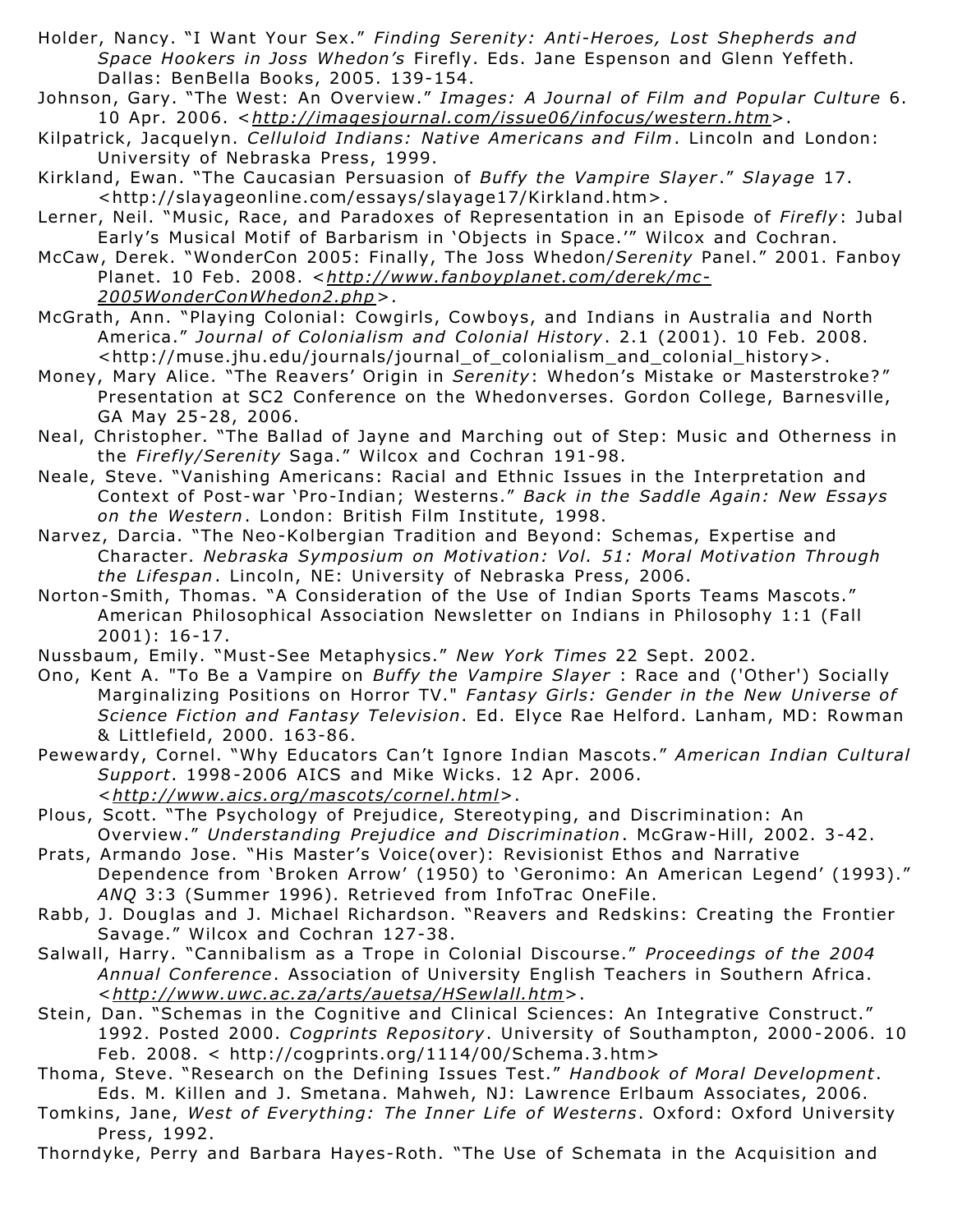Holder, Nancy. “I Want Your Sex.” *Finding Serenity: Anti-Heroes, Lost Shepherds and Space Hookers in Joss Whedon’s* Firefly. Eds. Jane Espenson and Glenn Yeffeth. Dallas: BenBella Books, 2005. 139-154.

Johnson, Gary. “The West: An Overview.” *Images: A Journal of Film and Popular Culture* 6. 10 Apr. 2006. <*http://imagesjournal.com/issue06/infocus/western.htm*>.

Kilpatrick, Jacquelyn. *Celluloid Indians: Native Americans and Film*. Lincoln and London: University of Nebraska Press, 1999.

Kirkland, Ewan. “The Caucasian Persuasion of *Buffy the Vampire Slayer*.” *Slayage* 17. <http://slayageonline.com/essays/slayage17/Kirkland.htm>.

Lerner, Neil. “Music, Race, and Paradoxes of Representation in an Episode of *Firefly*: Jubal Early’s Musical Motif of Barbarism in ‘Objects in Space.’” Wilcox and Cochran.

McCaw, Derek. “WonderCon 2005: Finally, The Joss Whedon/*Serenity* Panel.” 2001. Fanboy Planet. 10 Feb. 2008. <*http://www.fanboyplanet.com/derek/mc-2005WonderConWhedon2.php*>.

McGrath, Ann. “Playing Colonial: Cowgirls, Cowboys, and Indians in Australia and North America.” *Journal of Colonialism and Colonial History*. 2.1 (2001). 10 Feb. 2008. <http://muse.jhu.edu/journals/journal_of_colonialism_and_colonial_history>.

Money, Mary Alice. “The Reavers’ Origin in *Serenity*: Whedon’s Mistake or Masterstroke?” Presentation at SC2 Conference on the Whedonverses. Gordon College, Barnesville, GA May 25-28, 2006.

Neal, Christopher. “The Ballad of Jayne and Marching out of Step: Music and Otherness in the *Firefly/Serenity* Saga.” Wilcox and Cochran 191-98.

Neale, Steve. “Vanishing Americans: Racial and Ethnic Issues in the Interpretation and Context of Post-war ‘Pro-Indian; Westerns.” *Back in the Saddle Again: New Essays on the Western*. London: British Film Institute, 1998.

Narvez, Darcia. “The Neo-Kolbergian Tradition and Beyond: Schemas, Expertise and Character. *Nebraska Symposium on Motivation: Vol. 51: Moral Motivation Through the Lifespan*. Lincoln, NE: University of Nebraska Press, 2006.

Norton-Smith, Thomas. “A Consideration of the Use of Indian Sports Teams Mascots.” American Philosophical Association Newsletter on Indians in Philosophy 1:1 (Fall 2001): 16-17.

Nussbaum, Emily. “Must-See Metaphysics.” *New York Times* 22 Sept. 2002.

Ono, Kent A. "To Be a Vampire on *Buffy the Vampire Slayer* : Race and ('Other') Socially Marginalizing Positions on Horror TV." *Fantasy Girls: Gender in the New Universe of Science Fiction and Fantasy Television*. Ed. Elyce Rae Helford. Lanham, MD: Rowman & Littlefield, 2000. 163-86.

Pewewardy, Cornel. “Why Educators Can’t Ignore Indian Mascots.” *American Indian Cultural Support*. 1998-2006 AICS and Mike Wicks. 12 Apr. 2006. <*http://www.aics.org/mascots/cornel.html*>.

Plous, Scott. “The Psychology of Prejudice, Stereotyping, and Discrimination: An Overview.” *Understanding Prejudice and Discrimination*. McGraw-Hill, 2002. 3-42.

Prats, Armando José. “His Master’s Voice(over): Revisionist Ethos and Narrative Dependence from ‘Broken Arrow’ (1950) to ‘Geronimo: An American Legend’ (1993).” *ANQ* 3:3 (Summer 1996). Retrieved from InfoTrac OneFile.

Rabb, J. Douglas and J. Michael Richardson. “Reavers and Redskins: Creating the Frontier Savage.” Wilcox and Cochran 127-38.

Salwall, Harry. “Cannibalism as a Trope in Colonial Discourse.” *Proceedings of the 2004 Annual Conference*. Association of University English Teachers in Southern Africa. <*http://www.uwc.ac.za/arts/auetsa/HSewlall.htm*>.

Stein, Dan. “Schemas in the Cognitive and Clinical Sciences: An Integrative Construct.” 1992. Posted 2000. *Cogprints Repository*. University of Southampton, 2000-2006. 10 Feb. 2008. < http://cogprints.org/1114/00/Schema.3.htm>

Thoma, Steve. “Research on the Defining Issues Test.” *Handbook of Moral Development*. Eds. M. Killen and J. Smetana. Mahweh, NJ: Lawrence Erlbaum Associates, 2006.

Tomkins, Jane, *West of Everything: The Inner Life of Westerns*. Oxford: Oxford University Press, 1992.

Thorndyke, Perry and Barbara Hayes-Roth. “The Use of Schemata in the Acquisition and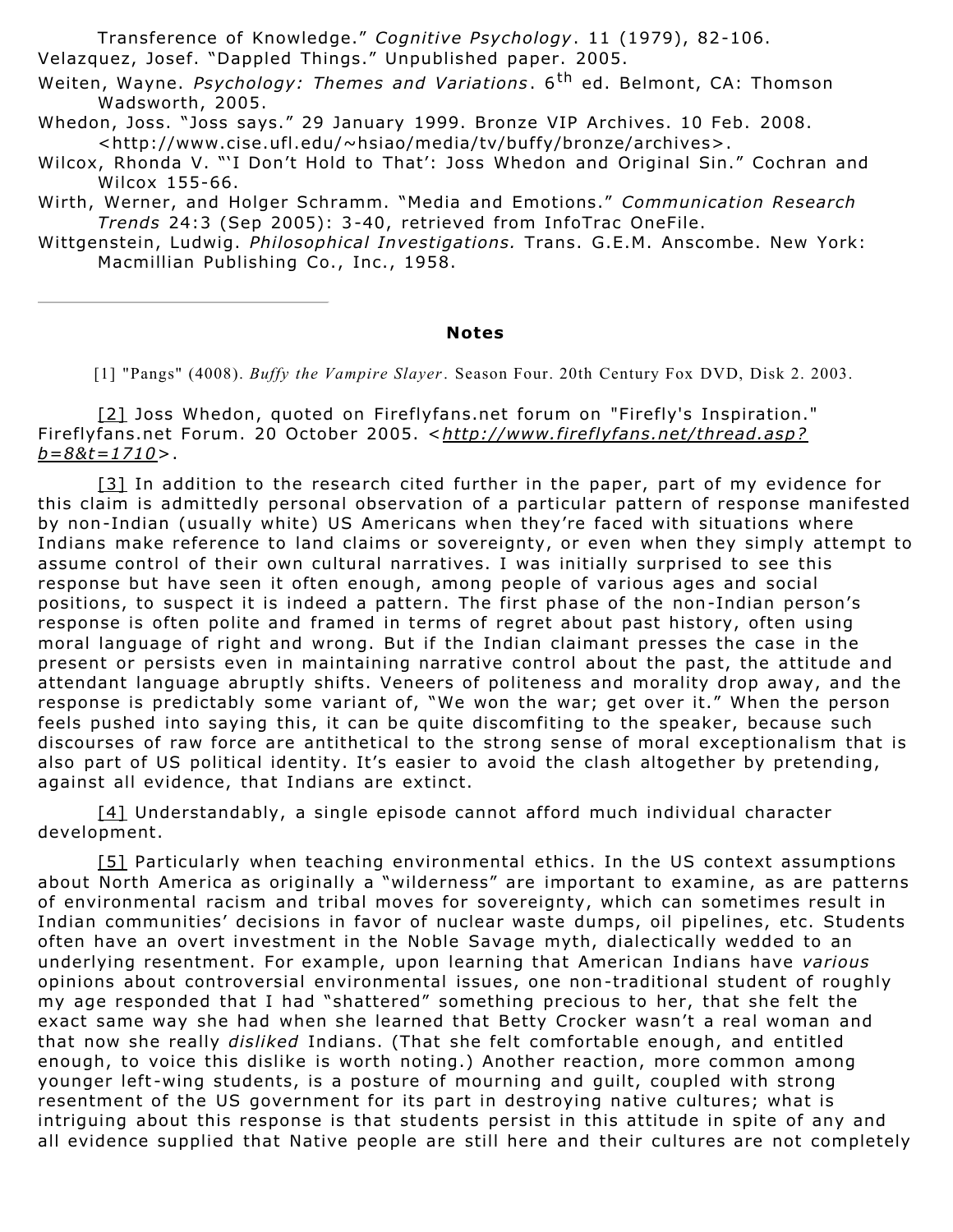Transference of Knowledge." *Cognitive Psychology*. 11 (1979), 82-106.

Velazquez, Josef. "Dappled Things." Unpublished paper. 2005.

Weiten, Wayne. *Psychology: Themes and Variations*. 6th ed. Belmont, CA: Thomson Wadsworth, 2005.

Whedon, Joss. "Joss says." 29 January 1999. Bronze VIP Archives. 10 Feb. 2008. <http://www.cise.ufl.edu/~hsiao/media/tv/buffy/bronze/archives>.

Wilcox, Rhonda V. "'I Don't Hold to That': Joss Whedon and Original Sin." Cochran and Wilcox 155-66.

Wirth, Werner, and Holger Schramm. "Media and Emotions." *Communication Research Trends* 24:3 (Sep 2005): 3-40, retrieved from InfoTrac OneFile.

Wittgenstein, Ludwig. *Philosophical Investigations.* Trans. G.E.M. Anscombe. New York: Macmillian Publishing Co., Inc., 1958.

---

**Notes**

[1] "Pangs" (4008). *Buffy the Vampire Slayer*. Season Four. 20th Century Fox DVD, Disk 2. 2003.

[2] Joss Whedon, quoted on Fireflyfans.net forum on "Firefly's Inspiration." Fireflyfans.net Forum. 20 October 2005. <*http://www.fireflyfans.net/thread.asp?b=8&t=1710*>.

[3] In addition to the research cited further in the paper, part of my evidence for this claim is admittedly personal observation of a particular pattern of response manifested by non-Indian (usually white) US Americans when they're faced with situations where Indians make reference to land claims or sovereignty, or even when they simply attempt to assume control of their own cultural narratives. I was initially surprised to see this response but have seen it often enough, among people of various ages and social positions, to suspect it is indeed a pattern. The first phase of the non-Indian person's response is often polite and framed in terms of regret about past history, often using moral language of right and wrong. But if the Indian claimant presses the case in the present or persists even in maintaining narrative control about the past, the attitude and attendant language abruptly shifts. Veneers of politeness and morality drop away, and the response is predictably some variant of, "We won the war; get over it." When the person feels pushed into saying this, it can be quite discomfiting to the speaker, because such discourses of raw force are antithetical to the strong sense of moral exceptionalism that is also part of US political identity. It's easier to avoid the clash altogether by pretending, against all evidence, that Indians are extinct.

[4] Understandably, a single episode cannot afford much individual character development.

[5] Particularly when teaching environmental ethics. In the US context assumptions about North America as originally a "wilderness" are important to examine, as are patterns of environmental racism and tribal moves for sovereignty, which can sometimes result in Indian communities' decisions in favor of nuclear waste dumps, oil pipelines, etc. Students often have an overt investment in the Noble Savage myth, dialectically wedded to an underlying resentment. For example, upon learning that American Indians have *various* opinions about controversial environmental issues, one non-traditional student of roughly my age responded that I had "shattered" something precious to her, that she felt the exact same way she had when she learned that Betty Crocker wasn't a real woman and that now she really *disliked* Indians. (That she felt comfortable enough, and entitled enough, to voice this dislike is worth noting.) Another reaction, more common among younger left-wing students, is a posture of mourning and guilt, coupled with strong resentment of the US government for its part in destroying native cultures; what is intriguing about this response is that students persist in this attitude in spite of any and all evidence supplied that Native people are still here and their cultures are not completely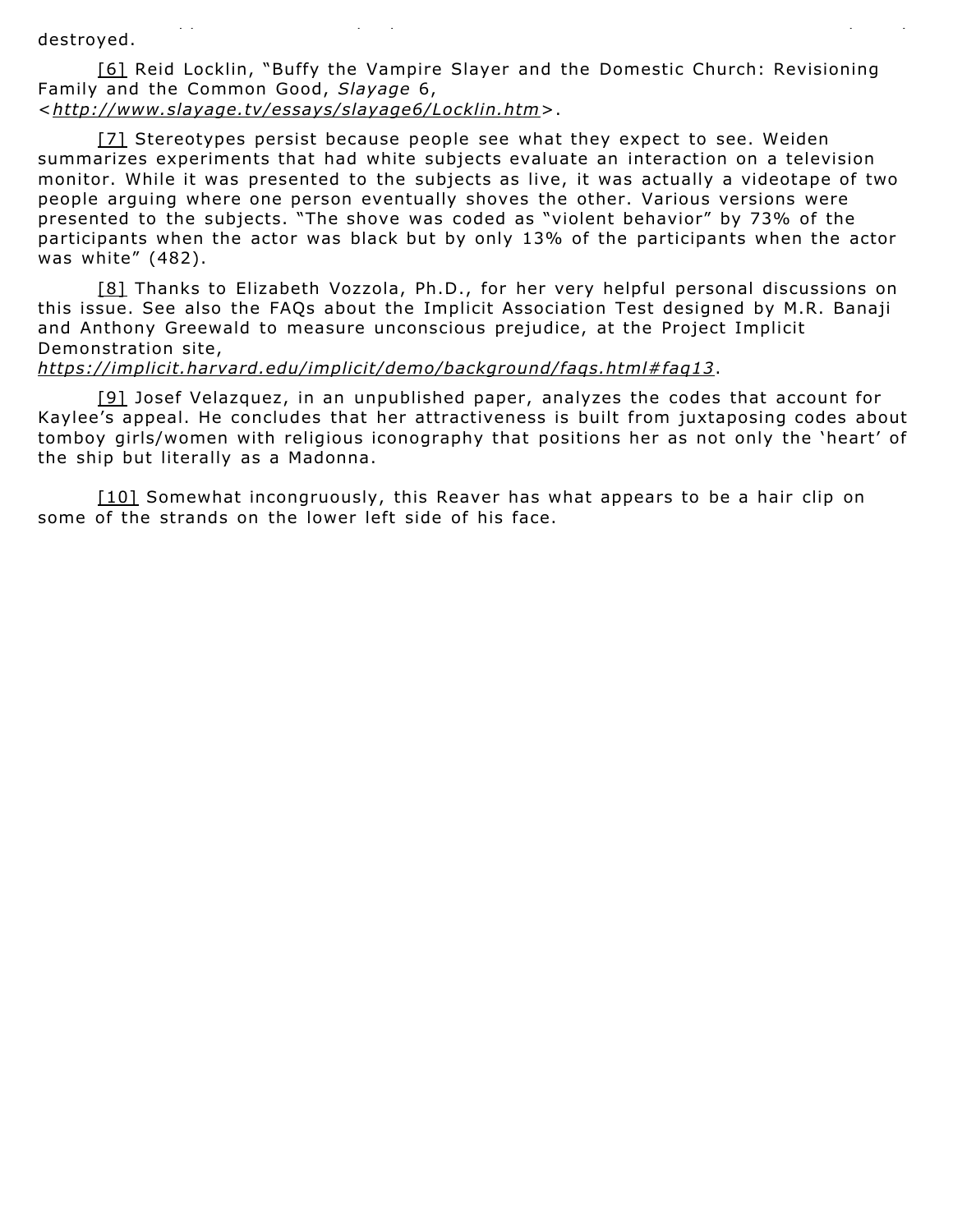destroyed.

[6] Reid Locklin, "Buffy the Vampire Slayer and the Domestic Church: Revisioning Family and the Common Good, *Slayage* 6, <*http://www.slayage.tv/essays/slayage6/Locklin.htm*>.

[7] Stereotypes persist because people see what they expect to see. Weiden summarizes experiments that had white subjects evaluate an interaction on a television monitor. While it was presented to the subjects as live, it was actually a videotape of two people arguing where one person eventually shoves the other. Various versions were presented to the subjects. "The shove was coded as "violent behavior" by 73% of the participants when the actor was black but by only 13% of the participants when the actor was white" (482).

[8] Thanks to Elizabeth Vozzola, Ph.D., for her very helpful personal discussions on this issue. See also the FAQs about the Implicit Association Test designed by M.R. Banaji and Anthony Greewald to measure unconscious prejudice, at the Project Implicit Demonstration site, *https://implicit.harvard.edu/implicit/demo/background/faqs.html#faq13*.

[9] Josef Velazquez, in an unpublished paper, analyzes the codes that account for Kaylee's appeal. He concludes that her attractiveness is built from juxtaposing codes about tomboy girls/women with religious iconography that positions her as not only the 'heart' of the ship but literally as a Madonna.

[10] Somewhat incongruously, this Reaver has what appears to be a hair clip on some of the strands on the lower left side of his face.